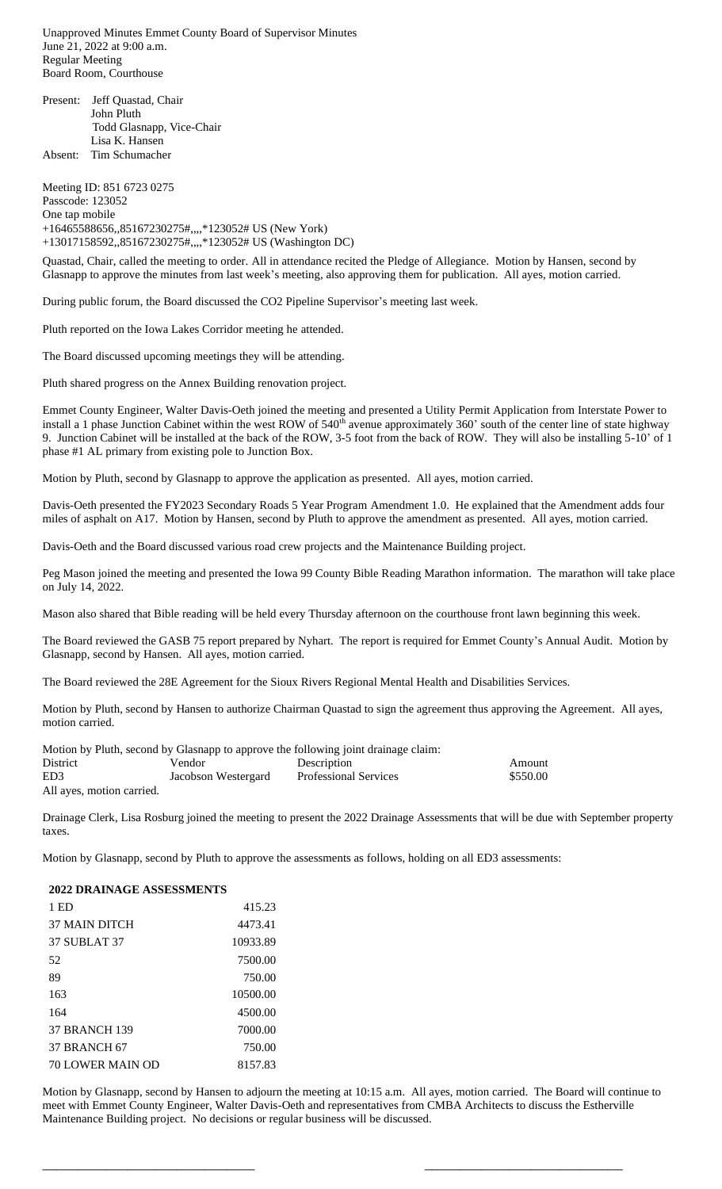Unapproved Minutes Emmet County Board of Supervisor Minutes
June 21, 2022 at 9:00 a.m.
Regular Meeting
Board Room, Courthouse

Present: Jeff Quastad, Chair
John Pluth
Todd Glasnapp, Vice-Chair
Lisa K. Hansen
Absent: Tim Schumacher

Meeting ID: 851 6723 0275
Passcode: 123052
One tap mobile
+16465588656,,85167230275#,,,,*123052# US (New York)
+13017158592,,85167230275#,,,,*123052# US (Washington DC)

Quastad, Chair, called the meeting to order. All in attendance recited the Pledge of Allegiance. Motion by Hansen, second by Glasnapp to approve the minutes from last week's meeting, also approving them for publication. All ayes, motion carried.

During public forum, the Board discussed the CO2 Pipeline Supervisor's meeting last week.

Pluth reported on the Iowa Lakes Corridor meeting he attended.

The Board discussed upcoming meetings they will be attending.

Pluth shared progress on the Annex Building renovation project.

Emmet County Engineer, Walter Davis-Oeth joined the meeting and presented a Utility Permit Application from Interstate Power to install a 1 phase Junction Cabinet within the west ROW of 540th avenue approximately 360' south of the center line of state highway 9. Junction Cabinet will be installed at the back of the ROW, 3-5 foot from the back of ROW. They will also be installing 5-10' of 1 phase #1 AL primary from existing pole to Junction Box.

Motion by Pluth, second by Glasnapp to approve the application as presented. All ayes, motion carried.

Davis-Oeth presented the FY2023 Secondary Roads 5 Year Program Amendment 1.0. He explained that the Amendment adds four miles of asphalt on A17. Motion by Hansen, second by Pluth to approve the amendment as presented. All ayes, motion carried.

Davis-Oeth and the Board discussed various road crew projects and the Maintenance Building project.

Peg Mason joined the meeting and presented the Iowa 99 County Bible Reading Marathon information. The marathon will take place on July 14, 2022.

Mason also shared that Bible reading will be held every Thursday afternoon on the courthouse front lawn beginning this week.

The Board reviewed the GASB 75 report prepared by Nyhart. The report is required for Emmet County's Annual Audit. Motion by Glasnapp, second by Hansen. All ayes, motion carried.

The Board reviewed the 28E Agreement for the Sioux Rivers Regional Mental Health and Disabilities Services.

Motion by Pluth, second by Hansen to authorize Chairman Quastad to sign the agreement thus approving the Agreement. All ayes, motion carried.

Motion by Pluth, second by Glasnapp to approve the following joint drainage claim:

| District | Vendor | Description | Amount |
|---|---|---|---|
| ED3 | Jacobson Westergard | Professional Services | $550.00 |

All ayes, motion carried.

Drainage Clerk, Lisa Rosburg joined the meeting to present the 2022 Drainage Assessments that will be due with September property taxes.

Motion by Glasnapp, second by Pluth to approve the assessments as follows, holding on all ED3 assessments:

| **2022 DRAINAGE ASSESSMENTS** | |
|---|---|
| 1 ED | 415.23 |
| 37 MAIN DITCH | 4473.41 |
| 37 SUBLAT 37 | 10933.89 |
| 52 | 7500.00 |
| 89 | 750.00 |
| 163 | 10500.00 |
| 164 | 4500.00 |
| 37 BRANCH 139 | 7000.00 |
| 37 BRANCH 67 | 750.00 |
| 70 LOWER MAIN OD | 8157.83 |

Motion by Glasnapp, second by Hansen to adjourn the meeting at 10:15 a.m. All ayes, motion carried. The Board will continue to meet with Emmet County Engineer, Walter Davis-Oeth and representatives from CMBA Architects to discuss the Estherville Maintenance Building project. No decisions or regular business will be discussed.

\_\_\_\_\_\_\_\_\_\_\_\_\_\_\_\_\_\_\_\_\_\_\_\_\_\_\_\_\_\_\_\_\_\_ \_\_\_\_\_\_\_\_\_\_\_\_\_\_\_\_\_\_\_\_\_\_\_\_\_\_\_\_\_\_\_\_\_\_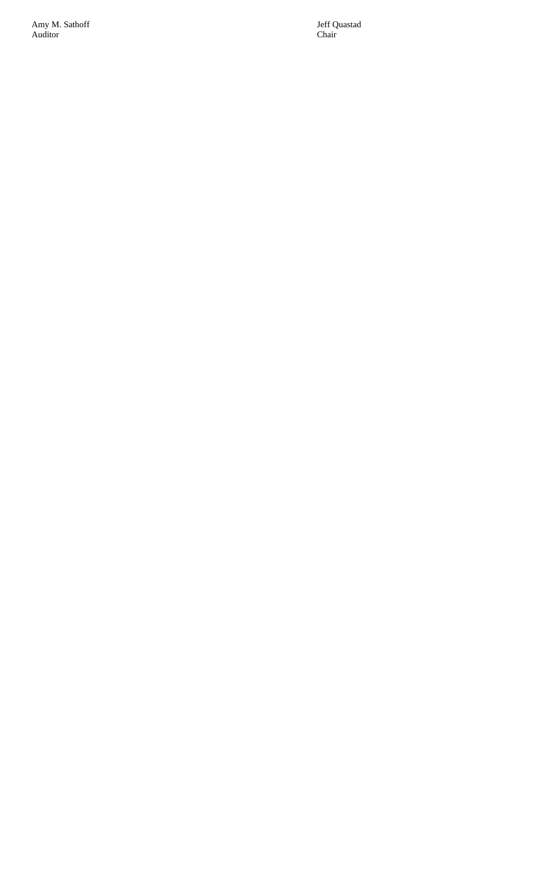Amy M. Sathoff
Auditor

Jeff Quastad
Chair